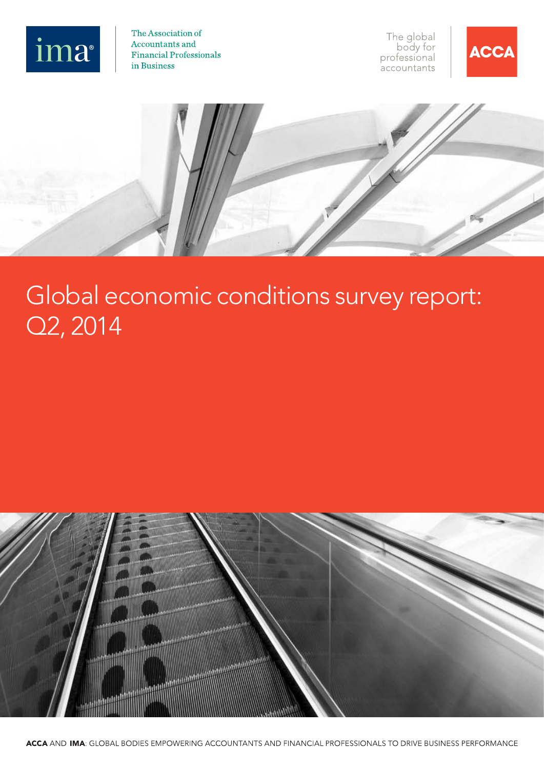ima®

The Association of Accountants and Financial Professionals in Business

The global body for professional accountants

ACCA

# Global economic conditions survey report: Q2, 2014

**ACCA** AND **IMA**: GLOBAL BODIES EMPOWERING ACCOUNTANTS AND FINANCIAL PROFESSIONALS TO DRIVE BUSINESS PERFORMANCE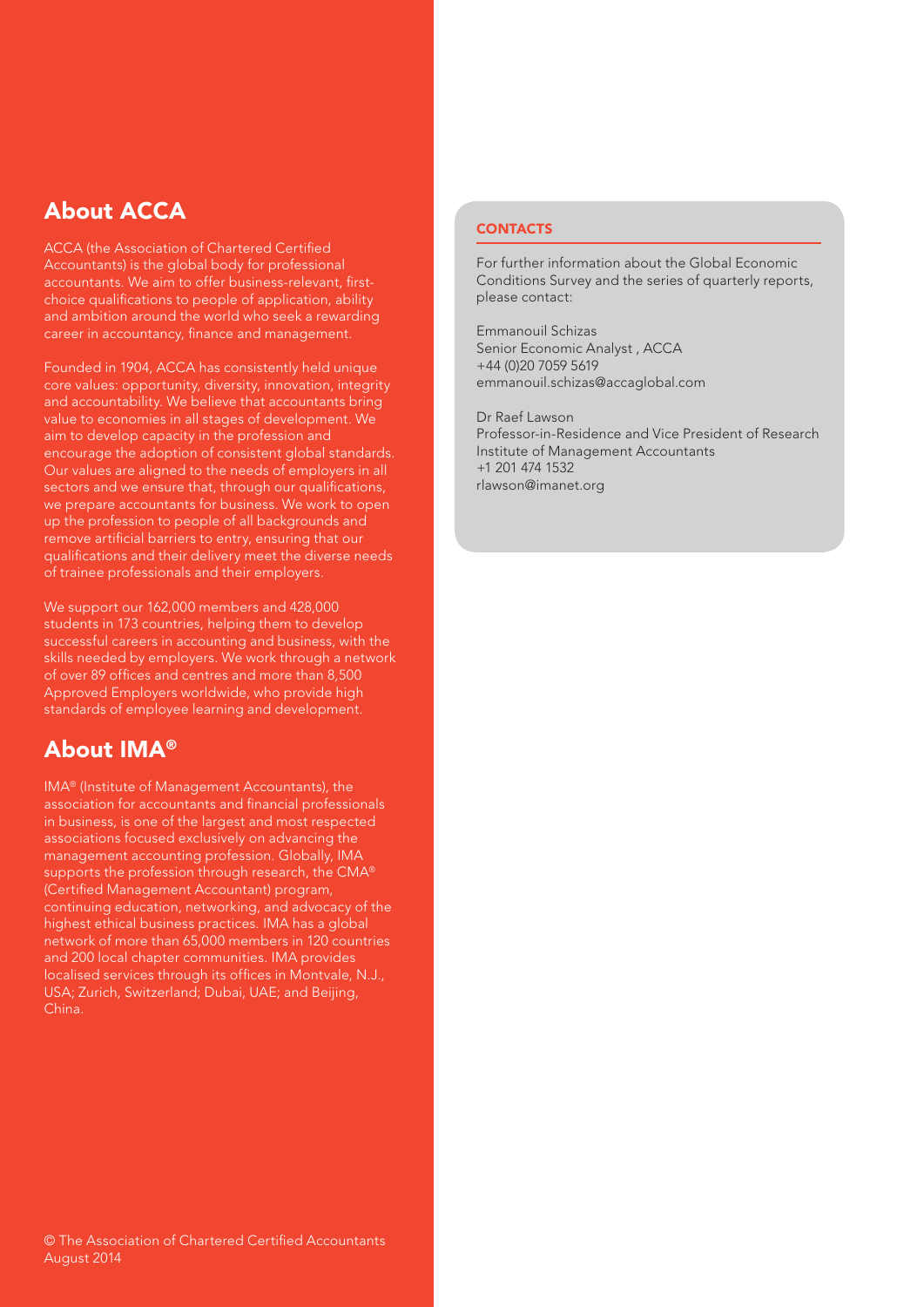## About ACCA

ACCA (the Association of Chartered Certified Accountants) is the global body for professional accountants. We aim to offer business-relevant, first-choice qualifications to people of application, ability and ambition around the world who seek a rewarding career in accountancy, finance and management.

Founded in 1904, ACCA has consistently held unique core values: opportunity, diversity, innovation, integrity and accountability. We believe that accountants bring value to economies in all stages of development. We aim to develop capacity in the profession and encourage the adoption of consistent global standards. Our values are aligned to the needs of employers in all sectors and we ensure that, through our qualifications, we prepare accountants for business. We work to open up the profession to people of all backgrounds and remove artificial barriers to entry, ensuring that our qualifications and their delivery meet the diverse needs of trainee professionals and their employers.

We support our 162,000 members and 428,000 students in 173 countries, helping them to develop successful careers in accounting and business, with the skills needed by employers. We work through a network of over 89 offices and centres and more than 8,500 Approved Employers worldwide, who provide high standards of employee learning and development.

## About IMA®

IMA® (Institute of Management Accountants), the association for accountants and financial professionals in business, is one of the largest and most respected associations focused exclusively on advancing the management accounting profession. Globally, IMA supports the profession through research, the CMA® (Certified Management Accountant) program, continuing education, networking, and advocacy of the highest ethical business practices. IMA has a global network of more than 65,000 members in 120 countries and 200 local chapter communities. IMA provides localised services through its offices in Montvale, N.J., USA; Zurich, Switzerland; Dubai, UAE; and Beijing, China.

© The Association of Chartered Certified Accountants
August 2014

### CONTACTS

For further information about the Global Economic Conditions Survey and the series of quarterly reports, please contact:

Emmanouil Schizas
Senior Economic Analyst , ACCA
+44 (0)20 7059 5619
emmanouil.schizas@accaglobal.com

Dr Raef Lawson
Professor-in-Residence and Vice President of Research
Institute of Management Accountants
+1 201 474 1532
rlawson@imanet.org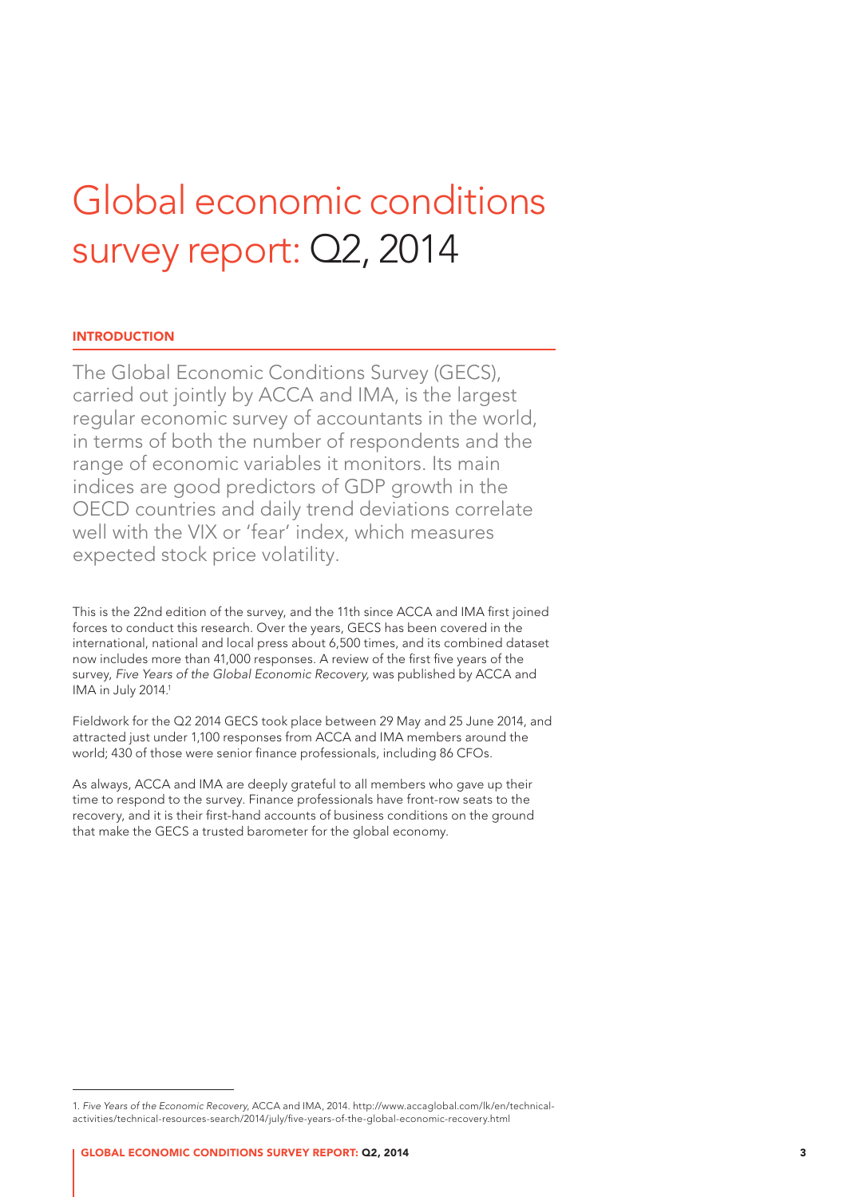# Global economic conditions survey report: Q2, 2014

## INTRODUCTION

The Global Economic Conditions Survey (GECS), carried out jointly by ACCA and IMA, is the largest regular economic survey of accountants in the world, in terms of both the number of respondents and the range of economic variables it monitors. Its main indices are good predictors of GDP growth in the OECD countries and daily trend deviations correlate well with the VIX or 'fear' index, which measures expected stock price volatility.

This is the 22nd edition of the survey, and the 11th since ACCA and IMA first joined forces to conduct this research. Over the years, GECS has been covered in the international, national and local press about 6,500 times, and its combined dataset now includes more than 41,000 responses. A review of the first five years of the survey, *Five Years of the Global Economic Recovery*, was published by ACCA and IMA in July 2014.[1]

Fieldwork for the Q2 2014 GECS took place between 29 May and 25 June 2014, and attracted just under 1,100 responses from ACCA and IMA members around the world; 430 of those were senior finance professionals, including 86 CFOs.

As always, ACCA and IMA are deeply grateful to all members who gave up their time to respond to the survey. Finance professionals have front-row seats to the recovery, and it is their first-hand accounts of business conditions on the ground that make the GECS a trusted barometer for the global economy.

---

1. *Five Years of the Economic Recovery*, ACCA and IMA, 2014. http://www.accaglobal.com/lk/en/technical-activities/technical-resources-search/2014/july/five-years-of-the-global-economic-recovery.html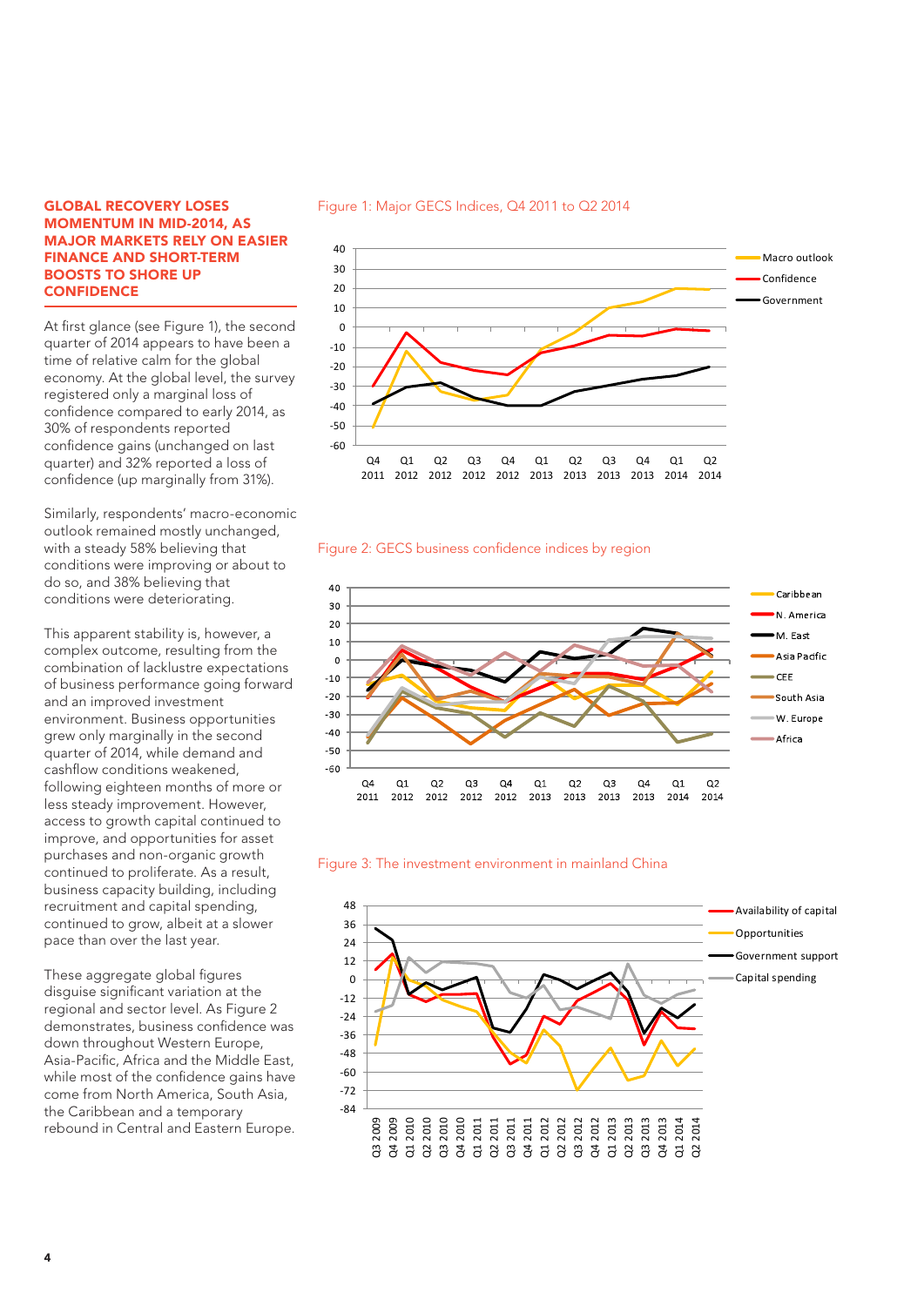## GLOBAL RECOVERY LOSES MOMENTUM IN MID-2014, AS MAJOR MARKETS RELY ON EASIER FINANCE AND SHORT-TERM BOOSTS TO SHORE UP CONFIDENCE

At first glance (see Figure 1), the second quarter of 2014 appears to have been a time of relative calm for the global economy. At the global level, the survey registered only a marginal loss of confidence compared to early 2014, as 30% of respondents reported confidence gains (unchanged on last quarter) and 32% reported a loss of confidence (up marginally from 31%).

Similarly, respondents' macro-economic outlook remained mostly unchanged, with a steady 58% believing that conditions were improving or about to do so, and 38% believing that conditions were deteriorating.

This apparent stability is, however, a complex outcome, resulting from the combination of lacklustre expectations of business performance going forward and an improved investment environment. Business opportunities grew only marginally in the second quarter of 2014, while demand and cashflow conditions weakened, following eighteen months of more or less steady improvement. However, access to growth capital continued to improve, and opportunities for asset purchases and non-organic growth continued to proliferate. As a result, business capacity building, including recruitment and capital spending, continued to grow, albeit at a slower pace than over the last year.

These aggregate global figures disguise significant variation at the regional and sector level. As Figure 2 demonstrates, business confidence was down throughout Western Europe, Asia-Pacific, Africa and the Middle East, while most of the confidence gains have come from North America, South Asia, the Caribbean and a temporary rebound in Central and Eastern Europe.

Figure 1: Major GECS Indices, Q4 2011 to Q2 2014

Figure 2: GECS business confidence indices by region

Figure 3: The investment environment in mainland China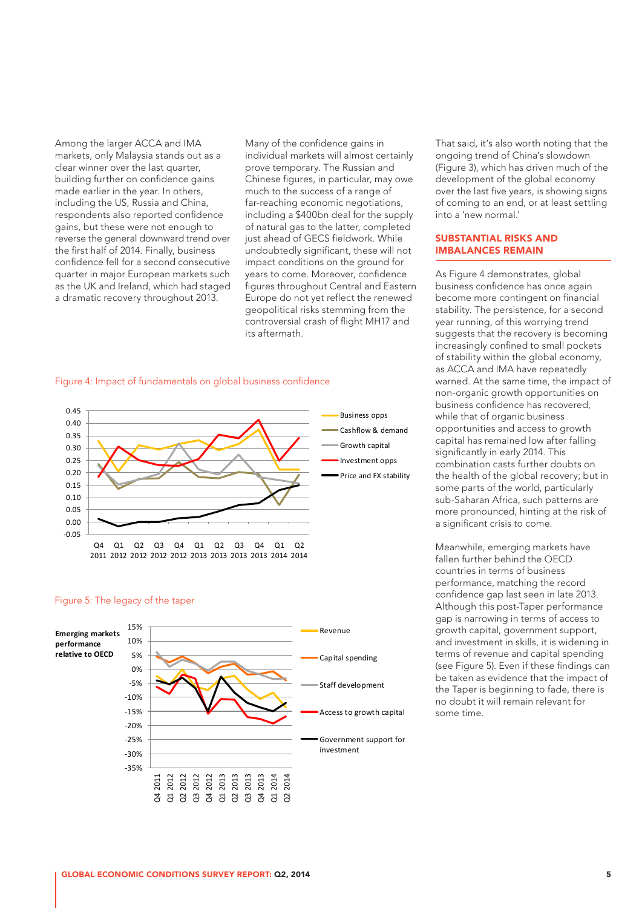Among the larger ACCA and IMA markets, only Malaysia stands out as a clear winner over the last quarter, building further on confidence gains made earlier in the year. In others, including the US, Russia and China, respondents also reported confidence gains, but these were not enough to reverse the general downward trend over the first half of 2014. Finally, business confidence fell for a second consecutive quarter in major European markets such as the UK and Ireland, which had staged a dramatic recovery throughout 2013.

Many of the confidence gains in individual markets will almost certainly prove temporary. The Russian and Chinese figures, in particular, may owe much to the success of a range of far-reaching economic negotiations, including a $400bn deal for the supply of natural gas to the latter, completed just ahead of GECS fieldwork. While undoubtedly significant, these will not impact conditions on the ground for years to come. Moreover, confidence figures throughout Central and Eastern Europe do not yet reflect the renewed geopolitical risks stemming from the controversial crash of flight MH17 and its aftermath.

That said, it's also worth noting that the ongoing trend of China's slowdown (Figure 3), which has driven much of the development of the global economy over the last five years, is showing signs of coming to an end, or at least settling into a 'new normal.'

Figure 4: Impact of fundamentals on global business confidence

Figure 5: The legacy of the taper

## SUBSTANTIAL RISKS AND IMBALANCES REMAIN

As Figure 4 demonstrates, global business confidence has once again become more contingent on financial stability. The persistence, for a second year running, of this worrying trend suggests that the recovery is becoming increasingly confined to small pockets of stability within the global economy, as ACCA and IMA have repeatedly warned. At the same time, the impact of non-organic growth opportunities on business confidence has recovered, while that of organic business opportunities and access to growth capital has remained low after falling significantly in early 2014. This combination casts further doubts on the health of the global recovery; but in some parts of the world, particularly sub-Saharan Africa, such patterns are more pronounced, hinting at the risk of a significant crisis to come.

Meanwhile, emerging markets have fallen further behind the OECD countries in terms of business performance, matching the record confidence gap last seen in late 2013. Although this post-Taper performance gap is narrowing in terms of access to growth capital, government support, and investment in skills, it is widening in terms of revenue and capital spending (see Figure 5). Even if these findings can be taken as evidence that the impact of the Taper is beginning to fade, there is no doubt it will remain relevant for some time.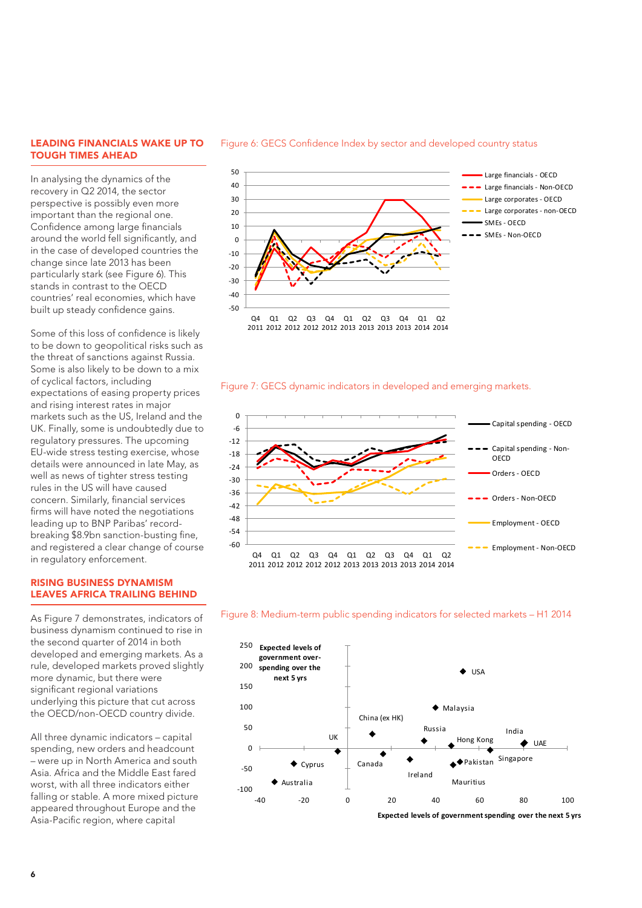## LEADING FINANCIALS WAKE UP TO TOUGH TIMES AHEAD

In analysing the dynamics of the recovery in Q2 2014, the sector perspective is possibly even more important than the regional one. Confidence among large financials around the world fell significantly, and in the case of developed countries the change since late 2013 has been particularly stark (see Figure 6). This stands in contrast to the OECD countries' real economies, which have built up steady confidence gains.

Some of this loss of confidence is likely to be down to geopolitical risks such as the threat of sanctions against Russia. Some is also likely to be down to a mix of cyclical factors, including expectations of easing property prices and rising interest rates in major markets such as the US, Ireland and the UK. Finally, some is undoubtedly due to regulatory pressures. The upcoming EU-wide stress testing exercise, whose details were announced in late May, as well as news of tighter stress testing rules in the US will have caused concern. Similarly, financial services firms will have noted the negotiations leading up to BNP Paribas' record-breaking $8.9bn sanction-busting fine, and registered a clear change of course in regulatory enforcement.

## RISING BUSINESS DYNAMISM LEAVES AFRICA TRAILING BEHIND

As Figure 7 demonstrates, indicators of business dynamism continued to rise in the second quarter of 2014 in both developed and emerging markets. As a rule, developed markets proved slightly more dynamic, but there were significant regional variations underlying this picture that cut across the OECD/non-OECD country divide.

All three dynamic indicators – capital spending, new orders and headcount – were up in North America and south Asia. Africa and the Middle East fared worst, with all three indicators either falling or stable. A more mixed picture appeared throughout Europe and the Asia-Pacific region, where capital

Figure 6: GECS Confidence Index by sector and developed country status

Figure 7: GECS dynamic indicators in developed and emerging markets.

Figure 8: Medium-term public spending indicators for selected markets – H1 2014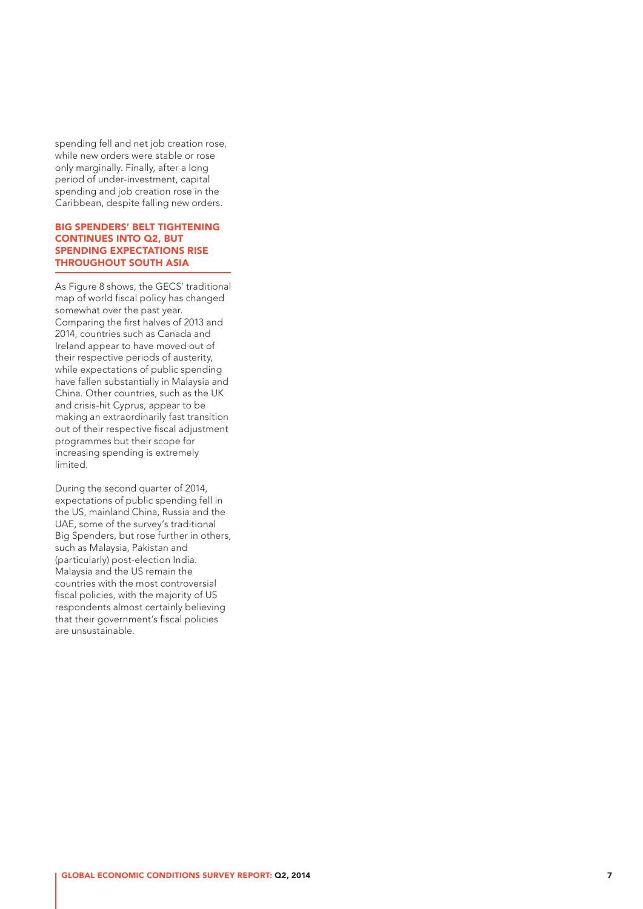spending fell and net job creation rose, while new orders were stable or rose only marginally. Finally, after a long period of under-investment, capital spending and job creation rose in the Caribbean, despite falling new orders.

### BIG SPENDERS' BELT TIGHTENING CONTINUES INTO Q2, BUT SPENDING EXPECTATIONS RISE THROUGHOUT SOUTH ASIA

As Figure 8 shows, the GECS' traditional map of world fiscal policy has changed somewhat over the past year. Comparing the first halves of 2013 and 2014, countries such as Canada and Ireland appear to have moved out of their respective periods of austerity, while expectations of public spending have fallen substantially in Malaysia and China. Other countries, such as the UK and crisis-hit Cyprus, appear to be making an extraordinarily fast transition out of their respective fiscal adjustment programmes but their scope for increasing spending is extremely limited.

During the second quarter of 2014, expectations of public spending fell in the US, mainland China, Russia and the UAE, some of the survey's traditional Big Spenders, but rose further in others, such as Malaysia, Pakistan and (particularly) post-election India. Malaysia and the US remain the countries with the most controversial fiscal policies, with the majority of US respondents almost certainly believing that their government's fiscal policies are unsustainable.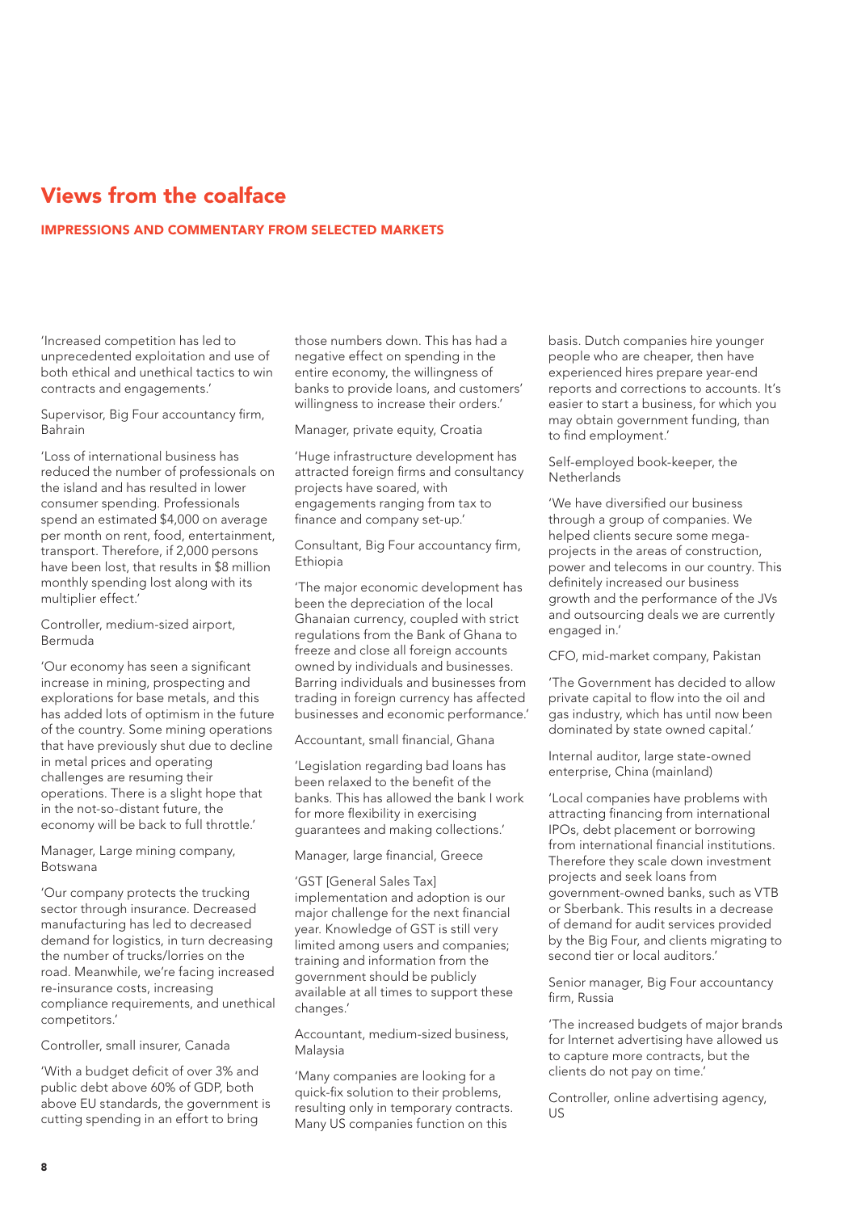# Views from the coalface

## IMPRESSIONS AND COMMENTARY FROM SELECTED MARKETS

'Increased competition has led to unprecedented exploitation and use of both ethical and unethical tactics to win contracts and engagements.'

Supervisor, Big Four accountancy firm, Bahrain

'Loss of international business has reduced the number of professionals on the island and has resulted in lower consumer spending. Professionals spend an estimated $4,000 on average per month on rent, food, entertainment, transport. Therefore, if 2,000 persons have been lost, that results in $8 million monthly spending lost along with its multiplier effect.'

Controller, medium-sized airport, Bermuda

'Our economy has seen a significant increase in mining, prospecting and explorations for base metals, and this has added lots of optimism in the future of the country. Some mining operations that have previously shut due to decline in metal prices and operating challenges are resuming their operations. There is a slight hope that in the not-so-distant future, the economy will be back to full throttle.'

Manager, Large mining company, Botswana

'Our company protects the trucking sector through insurance. Decreased manufacturing has led to decreased demand for logistics, in turn decreasing the number of trucks/lorries on the road. Meanwhile, we're facing increased re-insurance costs, increasing compliance requirements, and unethical competitors.'

Controller, small insurer, Canada

'With a budget deficit of over 3% and public debt above 60% of GDP, both above EU standards, the government is cutting spending in an effort to bring those numbers down. This has had a negative effect on spending in the entire economy, the willingness of banks to provide loans, and customers' willingness to increase their orders.'

Manager, private equity, Croatia

'Huge infrastructure development has attracted foreign firms and consultancy projects have soared, with engagements ranging from tax to finance and company set-up.'

Consultant, Big Four accountancy firm, Ethiopia

'The major economic development has been the depreciation of the local Ghanaian currency, coupled with strict regulations from the Bank of Ghana to freeze and close all foreign accounts owned by individuals and businesses. Barring individuals and businesses from trading in foreign currency has affected businesses and economic performance.'

Accountant, small financial, Ghana

'Legislation regarding bad loans has been relaxed to the benefit of the banks. This has allowed the bank I work for more flexibility in exercising guarantees and making collections.'

Manager, large financial, Greece

'GST [General Sales Tax] implementation and adoption is our major challenge for the next financial year. Knowledge of GST is still very limited among users and companies; training and information from the government should be publicly available at all times to support these changes.'

Accountant, medium-sized business, Malaysia

'Many companies are looking for a quick-fix solution to their problems, resulting only in temporary contracts. Many US companies function on this basis. Dutch companies hire younger people who are cheaper, then have experienced hires prepare year-end reports and corrections to accounts. It's easier to start a business, for which you may obtain government funding, than to find employment.'

Self-employed book-keeper, the Netherlands

'We have diversified our business through a group of companies. We helped clients secure some mega-projects in the areas of construction, power and telecoms in our country. This definitely increased our business growth and the performance of the JVs and outsourcing deals we are currently engaged in.'

CFO, mid-market company, Pakistan

'The Government has decided to allow private capital to flow into the oil and gas industry, which has until now been dominated by state owned capital.'

Internal auditor, large state-owned enterprise, China (mainland)

'Local companies have problems with attracting financing from international IPOs, debt placement or borrowing from international financial institutions. Therefore they scale down investment projects and seek loans from government-owned banks, such as VTB or Sberbank. This results in a decrease of demand for audit services provided by the Big Four, and clients migrating to second tier or local auditors.'

Senior manager, Big Four accountancy firm, Russia

'The increased budgets of major brands for Internet advertising have allowed us to capture more contracts, but the clients do not pay on time.'

Controller, online advertising agency, US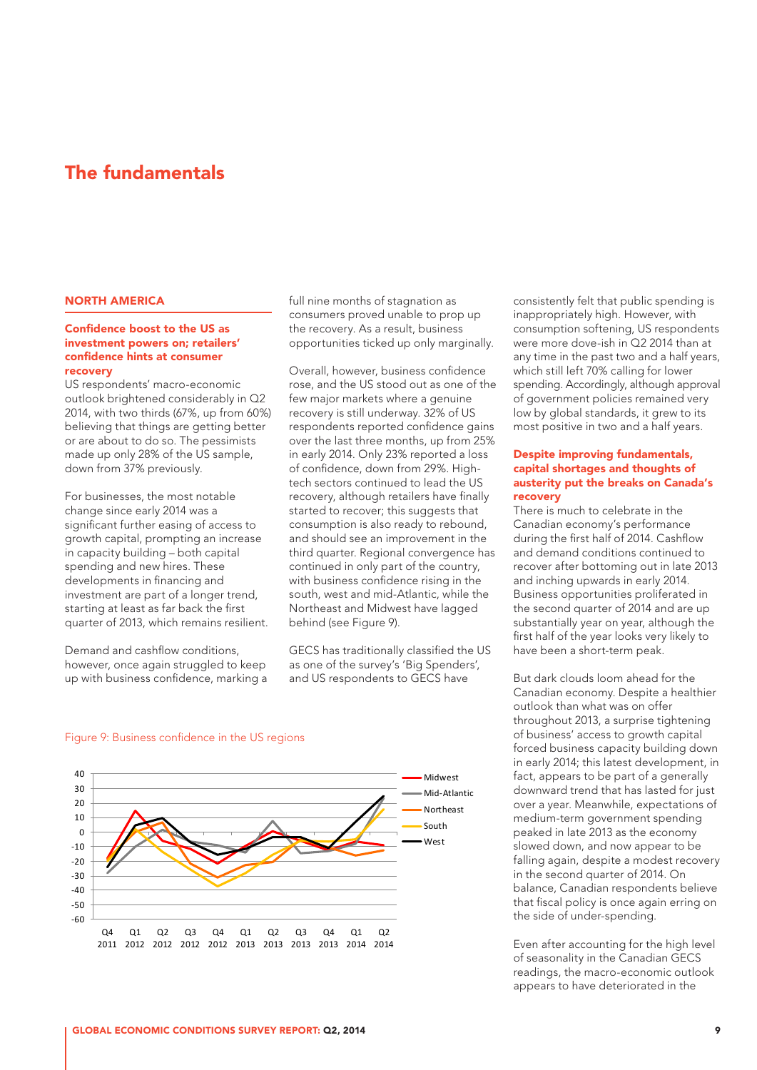# The fundamentals

## NORTH AMERICA

### Confidence boost to the US as investment powers on; retailers' confidence hints at consumer recovery

US respondents' macro-economic outlook brightened considerably in Q2 2014, with two thirds (67%, up from 60%) believing that things are getting better or are about to do so. The pessimists made up only 28% of the US sample, down from 37% previously.

For businesses, the most notable change since early 2014 was a significant further easing of access to growth capital, prompting an increase in capacity building – both capital spending and new hires. These developments in financing and investment are part of a longer trend, starting at least as far back the first quarter of 2013, which remains resilient.

Demand and cashflow conditions, however, once again struggled to keep up with business confidence, marking a full nine months of stagnation as consumers proved unable to prop up the recovery. As a result, business opportunities ticked up only marginally.

Overall, however, business confidence rose, and the US stood out as one of the few major markets where a genuine recovery is still underway. 32% of US respondents reported confidence gains over the last three months, up from 25% in early 2014. Only 23% reported a loss of confidence, down from 29%. High-tech sectors continued to lead the US recovery, although retailers have finally started to recover; this suggests that consumption is also ready to rebound, and should see an improvement in the third quarter. Regional convergence has continued in only part of the country, with business confidence rising in the south, west and mid-Atlantic, while the Northeast and Midwest have lagged behind (see Figure 9).

GECS has traditionally classified the US as one of the survey's 'Big Spenders', and US respondents to GECS have consistently felt that public spending is inappropriately high. However, with consumption softening, US respondents were more dove-ish in Q2 2014 than at any time in the past two and a half years, which still left 70% calling for lower spending. Accordingly, although approval of government policies remained very low by global standards, it grew to its most positive in two and a half years.

Figure 9: Business confidence in the US regions

### Despite improving fundamentals, capital shortages and thoughts of austerity put the breaks on Canada's recovery

There is much to celebrate in the Canadian economy's performance during the first half of 2014. Cashflow and demand conditions continued to recover after bottoming out in late 2013 and inching upwards in early 2014. Business opportunities proliferated in the second quarter of 2014 and are up substantially year on year, although the first half of the year looks very likely to have been a short-term peak.

But dark clouds loom ahead for the Canadian economy. Despite a healthier outlook than what was on offer throughout 2013, a surprise tightening of business' access to growth capital forced business capacity building down in early 2014; this latest development, in fact, appears to be part of a generally downward trend that has lasted for just over a year. Meanwhile, expectations of medium-term government spending peaked in late 2013 as the economy slowed down, and now appear to be falling again, despite a modest recovery in the second quarter of 2014. On balance, Canadian respondents believe that fiscal policy is once again erring on the side of under-spending.

Even after accounting for the high level of seasonality in the Canadian GECS readings, the macro-economic outlook appears to have deteriorated in the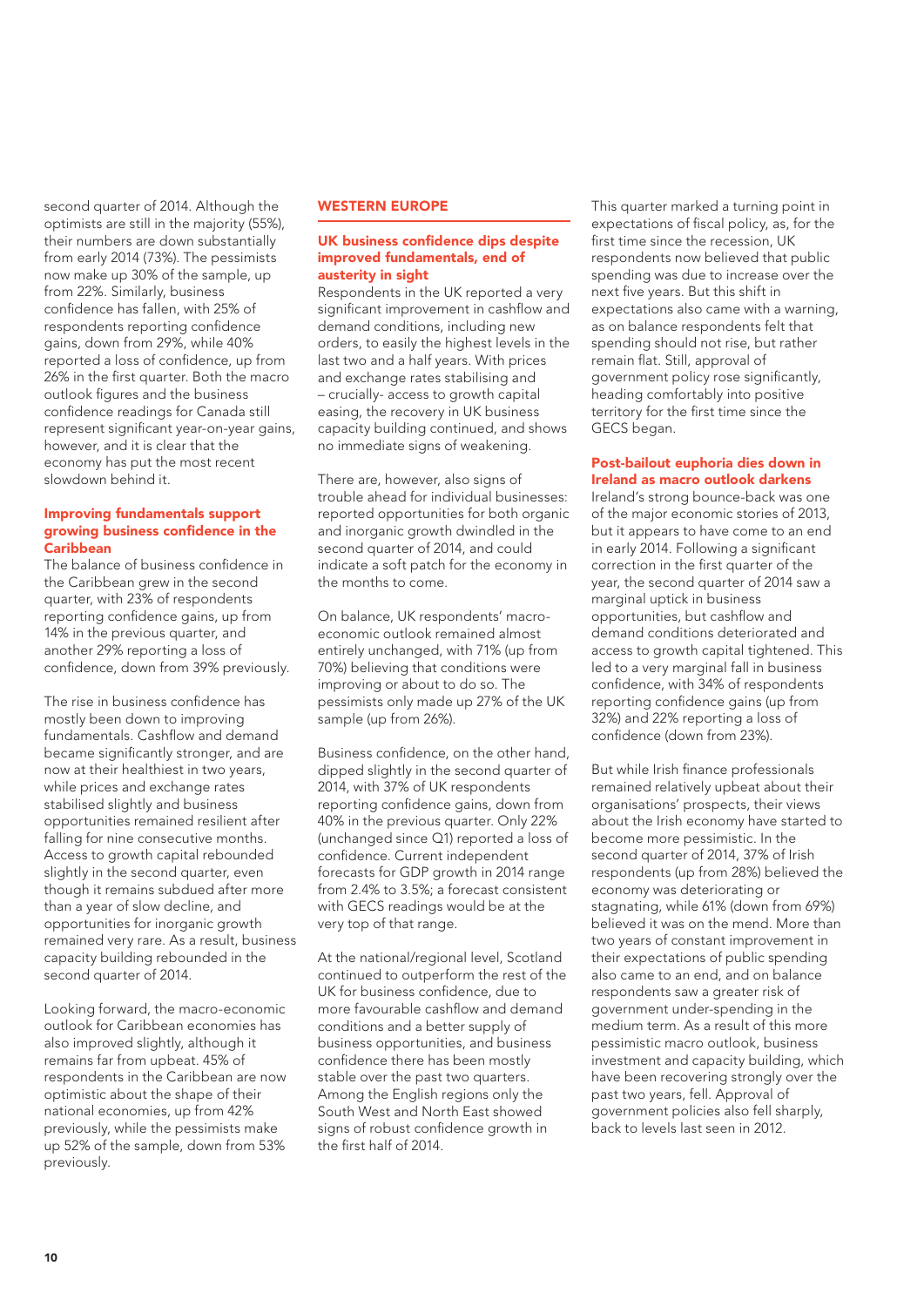second quarter of 2014. Although the optimists are still in the majority (55%), their numbers are down substantially from early 2014 (73%). The pessimists now make up 30% of the sample, up from 22%. Similarly, business confidence has fallen, with 25% of respondents reporting confidence gains, down from 29%, while 40% reported a loss of confidence, up from 26% in the first quarter. Both the macro outlook figures and the business confidence readings for Canada still represent significant year-on-year gains, however, and it is clear that the economy has put the most recent slowdown behind it.

### Improving fundamentals support growing business confidence in the Caribbean

The balance of business confidence in the Caribbean grew in the second quarter, with 23% of respondents reporting confidence gains, up from 14% in the previous quarter, and another 29% reporting a loss of confidence, down from 39% previously.

The rise in business confidence has mostly been down to improving fundamentals. Cashflow and demand became significantly stronger, and are now at their healthiest in two years, while prices and exchange rates stabilised slightly and business opportunities remained resilient after falling for nine consecutive months. Access to growth capital rebounded slightly in the second quarter, even though it remains subdued after more than a year of slow decline, and opportunities for inorganic growth remained very rare. As a result, business capacity building rebounded in the second quarter of 2014.

Looking forward, the macro-economic outlook for Caribbean economies has also improved slightly, although it remains far from upbeat. 45% of respondents in the Caribbean are now optimistic about the shape of their national economies, up from 42% previously, while the pessimists make up 52% of the sample, down from 53% previously.

## WESTERN EUROPE

### UK business confidence dips despite improved fundamentals, end of austerity in sight

Respondents in the UK reported a very significant improvement in cashflow and demand conditions, including new orders, to easily the highest levels in the last two and a half years. With prices and exchange rates stabilising and – crucially- access to growth capital easing, the recovery in UK business capacity building continued, and shows no immediate signs of weakening.

There are, however, also signs of trouble ahead for individual businesses: reported opportunities for both organic and inorganic growth dwindled in the second quarter of 2014, and could indicate a soft patch for the economy in the months to come.

On balance, UK respondents' macro-economic outlook remained almost entirely unchanged, with 71% (up from 70%) believing that conditions were improving or about to do so. The pessimists only made up 27% of the UK sample (up from 26%).

Business confidence, on the other hand, dipped slightly in the second quarter of 2014, with 37% of UK respondents reporting confidence gains, down from 40% in the previous quarter. Only 22% (unchanged since Q1) reported a loss of confidence. Current independent forecasts for GDP growth in 2014 range from 2.4% to 3.5%; a forecast consistent with GECS readings would be at the very top of that range.

At the national/regional level, Scotland continued to outperform the rest of the UK for business confidence, due to more favourable cashflow and demand conditions and a better supply of business opportunities, and business confidence there has been mostly stable over the past two quarters. Among the English regions only the South West and North East showed signs of robust confidence growth in the first half of 2014.

This quarter marked a turning point in expectations of fiscal policy, as, for the first time since the recession, UK respondents now believed that public spending was due to increase over the next five years. But this shift in expectations also came with a warning, as on balance respondents felt that spending should not rise, but rather remain flat. Still, approval of government policy rose significantly, heading comfortably into positive territory for the first time since the GECS began.

### Post-bailout euphoria dies down in Ireland as macro outlook darkens

Ireland's strong bounce-back was one of the major economic stories of 2013, but it appears to have come to an end in early 2014. Following a significant correction in the first quarter of the year, the second quarter of 2014 saw a marginal uptick in business opportunities, but cashflow and demand conditions deteriorated and access to growth capital tightened. This led to a very marginal fall in business confidence, with 34% of respondents reporting confidence gains (up from 32%) and 22% reporting a loss of confidence (down from 23%).

But while Irish finance professionals remained relatively upbeat about their organisations' prospects, their views about the Irish economy have started to become more pessimistic. In the second quarter of 2014, 37% of Irish respondents (up from 28%) believed the economy was deteriorating or stagnating, while 61% (down from 69%) believed it was on the mend. More than two years of constant improvement in their expectations of public spending also came to an end, and on balance respondents saw a greater risk of government under-spending in the medium term. As a result of this more pessimistic macro outlook, business investment and capacity building, which have been recovering strongly over the past two years, fell. Approval of government policies also fell sharply, back to levels last seen in 2012.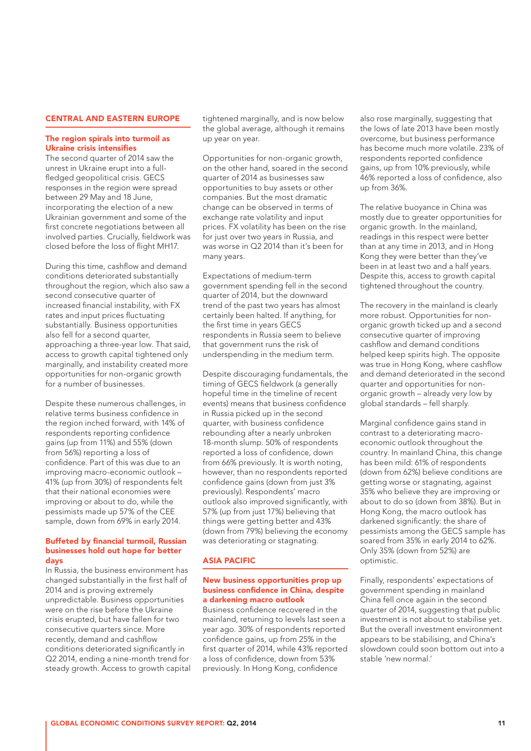## CENTRAL AND EASTERN EUROPE

### The region spirals into turmoil as Ukraine crisis intensifies

The second quarter of 2014 saw the unrest in Ukraine erupt into a full-fledged geopolitical crisis. GECS responses in the region were spread between 29 May and 18 June, incorporating the election of a new Ukrainian government and some of the first concrete negotiations between all involved parties. Crucially, fieldwork was closed before the loss of flight MH17.

During this time, cashflow and demand conditions deteriorated substantially throughout the region, which also saw a second consecutive quarter of increased financial instability, with FX rates and input prices fluctuating substantially. Business opportunities also fell for a second quarter, approaching a three-year low. That said, access to growth capital tightened only marginally, and instability created more opportunities for non-organic growth for a number of businesses.

Despite these numerous challenges, in relative terms business confidence in the region inched forward, with 14% of respondents reporting confidence gains (up from 11%) and 55% (down from 56%) reporting a loss of confidence. Part of this was due to an improving macro-economic outlook – 41% (up from 30%) of respondents felt that their national economies were improving or about to do, while the pessimists made up 57% of the CEE sample, down from 69% in early 2014.

### Buffeted by financial turmoil, Russian businesses hold out hope for better days

In Russia, the business environment has changed substantially in the first half of 2014 and is proving extremely unpredictable. Business opportunities were on the rise before the Ukraine crisis erupted, but have fallen for two consecutive quarters since. More recently, demand and cashflow conditions deteriorated significantly in Q2 2014, ending a nine-month trend for steady growth. Access to growth capital tightened marginally, and is now below the global average, although it remains up year on year.

Opportunities for non-organic growth, on the other hand, soared in the second quarter of 2014 as businesses saw opportunities to buy assets or other companies. But the most dramatic change can be observed in terms of exchange rate volatility and input prices. FX volatility has been on the rise for just over two years in Russia, and was worse in Q2 2014 than it's been for many years.

Expectations of medium-term government spending fell in the second quarter of 2014, but the downward trend of the past two years has almost certainly been halted. If anything, for the first time in years GECS respondents in Russia seem to believe that government runs the risk of underspending in the medium term.

Despite discouraging fundamentals, the timing of GECS fieldwork (a generally hopeful time in the timeline of recent events) means that business confidence in Russia picked up in the second quarter, with business confidence rebounding after a nearly unbroken 18-month slump. 50% of respondents reported a loss of confidence, down from 66% previously. It is worth noting, however, than no respondents reported confidence gains (down from just 3% previously). Respondents' macro outlook also improved significantly, with 57% (up from just 17%) believing that things were getting better and 43% (down from 79%) believing the economy was deteriorating or stagnating.

## ASIA PACIFIC

### New business opportunities prop up business confidence in China, despite a darkening macro outlook

Business confidence recovered in the mainland, returning to levels last seen a year ago. 30% of respondents reported confidence gains, up from 25% in the first quarter of 2014, while 43% reported a loss of confidence, down from 53% previously. In Hong Kong, confidence also rose marginally, suggesting that the lows of late 2013 have been mostly overcome, but business performance has become much more volatile. 23% of respondents reported confidence gains, up from 10% previously, while 46% reported a loss of confidence, also up from 36%.

The relative buoyance in China was mostly due to greater opportunities for organic growth. In the mainland, readings in this respect were better than at any time in 2013, and in Hong Kong they were better than they've been in at least two and a half years. Despite this, access to growth capital tightened throughout the country.

The recovery in the mainland is clearly more robust. Opportunities for non-organic growth ticked up and a second consecutive quarter of improving cashflow and demand conditions helped keep spirits high. The opposite was true in Hong Kong, where cashflow and demand deteriorated in the second quarter and opportunities for non-organic growth – already very low by global standards – fell sharply.

Marginal confidence gains stand in contrast to a deteriorating macro-economic outlook throughout the country. In mainland China, this change has been mild: 61% of respondents (down from 62%) believe conditions are getting worse or stagnating, against 35% who believe they are improving or about to do so (down from 38%). But in Hong Kong, the macro outlook has darkened significantly: the share of pessimists among the GECS sample has soared from 35% in early 2014 to 62%. Only 35% (down from 52%) are optimistic.

Finally, respondents' expectations of government spending in mainland China fell once again in the second quarter of 2014, suggesting that public investment is not about to stabilise yet. But the overall investment environment appears to be stabilising, and China's slowdown could soon bottom out into a stable 'new normal.'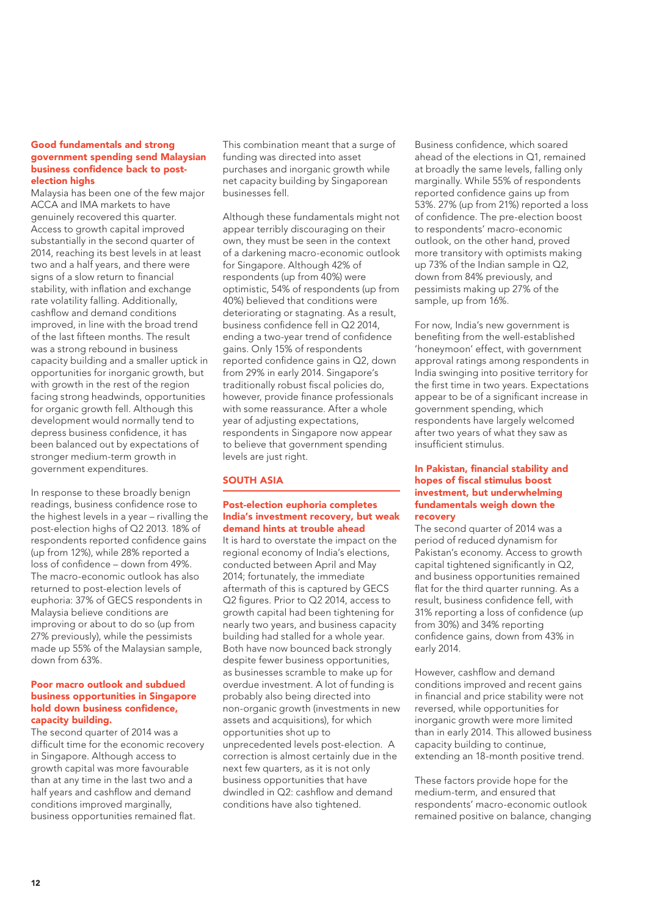### Good fundamentals and strong government spending send Malaysian business confidence back to post-election highs

Malaysia has been one of the few major ACCA and IMA markets to have genuinely recovered this quarter. Access to growth capital improved substantially in the second quarter of 2014, reaching its best levels in at least two and a half years, and there were signs of a slow return to financial stability, with inflation and exchange rate volatility falling. Additionally, cashflow and demand conditions improved, in line with the broad trend of the last fifteen months. The result was a strong rebound in business capacity building and a smaller uptick in opportunities for inorganic growth, but with growth in the rest of the region facing strong headwinds, opportunities for organic growth fell. Although this development would normally tend to depress business confidence, it has been balanced out by expectations of stronger medium-term growth in government expenditures.

In response to these broadly benign readings, business confidence rose to the highest levels in a year – rivalling the post-election highs of Q2 2013. 18% of respondents reported confidence gains (up from 12%), while 28% reported a loss of confidence – down from 49%. The macro-economic outlook has also returned to post-election levels of euphoria: 37% of GECS respondents in Malaysia believe conditions are improving or about to do so (up from 27% previously), while the pessimists made up 55% of the Malaysian sample, down from 63%.

### Poor macro outlook and subdued business opportunities in Singapore hold down business confidence, capacity building.

The second quarter of 2014 was a difficult time for the economic recovery in Singapore. Although access to growth capital was more favourable than at any time in the last two and a half years and cashflow and demand conditions improved marginally, business opportunities remained flat. This combination meant that a surge of funding was directed into asset purchases and inorganic growth while net capacity building by Singaporean businesses fell.

Although these fundamentals might not appear terribly discouraging on their own, they must be seen in the context of a darkening macro-economic outlook for Singapore. Although 42% of respondents (up from 40%) were optimistic, 54% of respondents (up from 40%) believed that conditions were deteriorating or stagnating. As a result, business confidence fell in Q2 2014, ending a two-year trend of confidence gains. Only 15% of respondents reported confidence gains in Q2, down from 29% in early 2014. Singapore's traditionally robust fiscal policies do, however, provide finance professionals with some reassurance. After a whole year of adjusting expectations, respondents in Singapore now appear to believe that government spending levels are just right.

## SOUTH ASIA

### Post-election euphoria completes India's investment recovery, but weak demand hints at trouble ahead

It is hard to overstate the impact on the regional economy of India's elections, conducted between April and May 2014; fortunately, the immediate aftermath of this is captured by GECS Q2 figures. Prior to Q2 2014, access to growth capital had been tightening for nearly two years, and business capacity building had stalled for a whole year. Both have now bounced back strongly despite fewer business opportunities, as businesses scramble to make up for overdue investment. A lot of funding is probably also being directed into non-organic growth (investments in new assets and acquisitions), for which opportunities shot up to unprecedented levels post-election. A correction is almost certainly due in the next few quarters, as it is not only business opportunities that have dwindled in Q2: cashflow and demand conditions have also tightened.

Business confidence, which soared ahead of the elections in Q1, remained at broadly the same levels, falling only marginally. While 55% of respondents reported confidence gains up from 53%. 27% (up from 21%) reported a loss of confidence. The pre-election boost to respondents' macro-economic outlook, on the other hand, proved more transitory with optimists making up 73% of the Indian sample in Q2, down from 84% previously, and pessimists making up 27% of the sample, up from 16%.

For now, India's new government is benefiting from the well-established 'honeymoon' effect, with government approval ratings among respondents in India swinging into positive territory for the first time in two years. Expectations appear to be of a significant increase in government spending, which respondents have largely welcomed after two years of what they saw as insufficient stimulus.

### In Pakistan, financial stability and hopes of fiscal stimulus boost investment, but underwhelming fundamentals weigh down the recovery

The second quarter of 2014 was a period of reduced dynamism for Pakistan's economy. Access to growth capital tightened significantly in Q2, and business opportunities remained flat for the third quarter running. As a result, business confidence fell, with 31% reporting a loss of confidence (up from 30%) and 34% reporting confidence gains, down from 43% in early 2014.

However, cashflow and demand conditions improved and recent gains in financial and price stability were not reversed, while opportunities for inorganic growth were more limited than in early 2014. This allowed business capacity building to continue, extending an 18-month positive trend.

These factors provide hope for the medium-term, and ensured that respondents' macro-economic outlook remained positive on balance, changing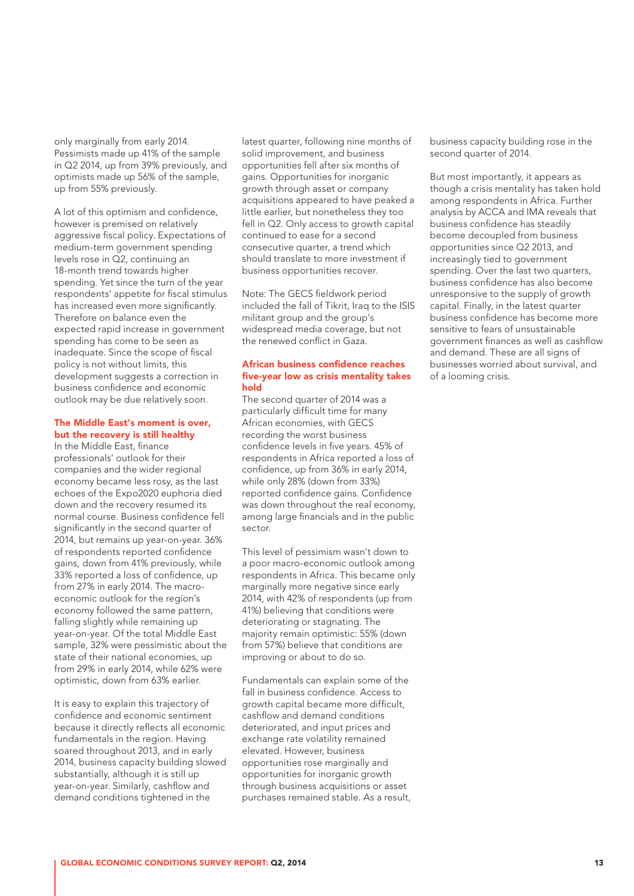only marginally from early 2014. Pessimists made up 41% of the sample in Q2 2014, up from 39% previously, and optimists made up 56% of the sample, up from 55% previously.

A lot of this optimism and confidence, however is premised on relatively aggressive fiscal policy. Expectations of medium-term government spending levels rose in Q2, continuing an 18-month trend towards higher spending. Yet since the turn of the year respondents' appetite for fiscal stimulus has increased even more significantly. Therefore on balance even the expected rapid increase in government spending has come to be seen as inadequate. Since the scope of fiscal policy is not without limits, this development suggests a correction in business confidence and economic outlook may be due relatively soon.

### The Middle East's moment is over, but the recovery is still healthy

In the Middle East, finance professionals' outlook for their companies and the wider regional economy became less rosy, as the last echoes of the Expo2020 euphoria died down and the recovery resumed its normal course. Business confidence fell significantly in the second quarter of 2014, but remains up year-on-year. 36% of respondents reported confidence gains, down from 41% previously, while 33% reported a loss of confidence, up from 27% in early 2014. The macro-economic outlook for the region's economy followed the same pattern, falling slightly while remaining up year-on-year. Of the total Middle East sample, 32% were pessimistic about the state of their national economies, up from 29% in early 2014, while 62% were optimistic, down from 63% earlier.

It is easy to explain this trajectory of confidence and economic sentiment because it directly reflects all economic fundamentals in the region. Having soared throughout 2013, and in early 2014, business capacity building slowed substantially, although it is still up year-on-year. Similarly, cashflow and demand conditions tightened in the latest quarter, following nine months of solid improvement, and business opportunities fell after six months of gains. Opportunities for inorganic growth through asset or company acquisitions appeared to have peaked a little earlier, but nonetheless they too fell in Q2. Only access to growth capital continued to ease for a second consecutive quarter, a trend which should translate to more investment if business opportunities recover.

Note: The GECS fieldwork period included the fall of Tikrit, Iraq to the ISIS militant group and the group's widespread media coverage, but not the renewed conflict in Gaza.

### African business confidence reaches five-year low as crisis mentality takes hold

The second quarter of 2014 was a particularly difficult time for many African economies, with GECS recording the worst business confidence levels in five years. 45% of respondents in Africa reported a loss of confidence, up from 36% in early 2014, while only 28% (down from 33%) reported confidence gains. Confidence was down throughout the real economy, among large financials and in the public sector.

This level of pessimism wasn't down to a poor macro-economic outlook among respondents in Africa. This became only marginally more negative since early 2014, with 42% of respondents (up from 41%) believing that conditions were deteriorating or stagnating. The majority remain optimistic: 55% (down from 57%) believe that conditions are improving or about to do so.

Fundamentals can explain some of the fall in business confidence. Access to growth capital became more difficult, cashflow and demand conditions deteriorated, and input prices and exchange rate volatility remained elevated. However, business opportunities rose marginally and opportunities for inorganic growth through business acquisitions or asset purchases remained stable. As a result, business capacity building rose in the second quarter of 2014.

But most importantly, it appears as though a crisis mentality has taken hold among respondents in Africa. Further analysis by ACCA and IMA reveals that business confidence has steadily become decoupled from business opportunities since Q2 2013, and increasingly tied to government spending. Over the last two quarters, business confidence has also become unresponsive to the supply of growth capital. Finally, in the latest quarter business confidence has become more sensitive to fears of unsustainable government finances as well as cashflow and demand. These are all signs of businesses worried about survival, and of a looming crisis.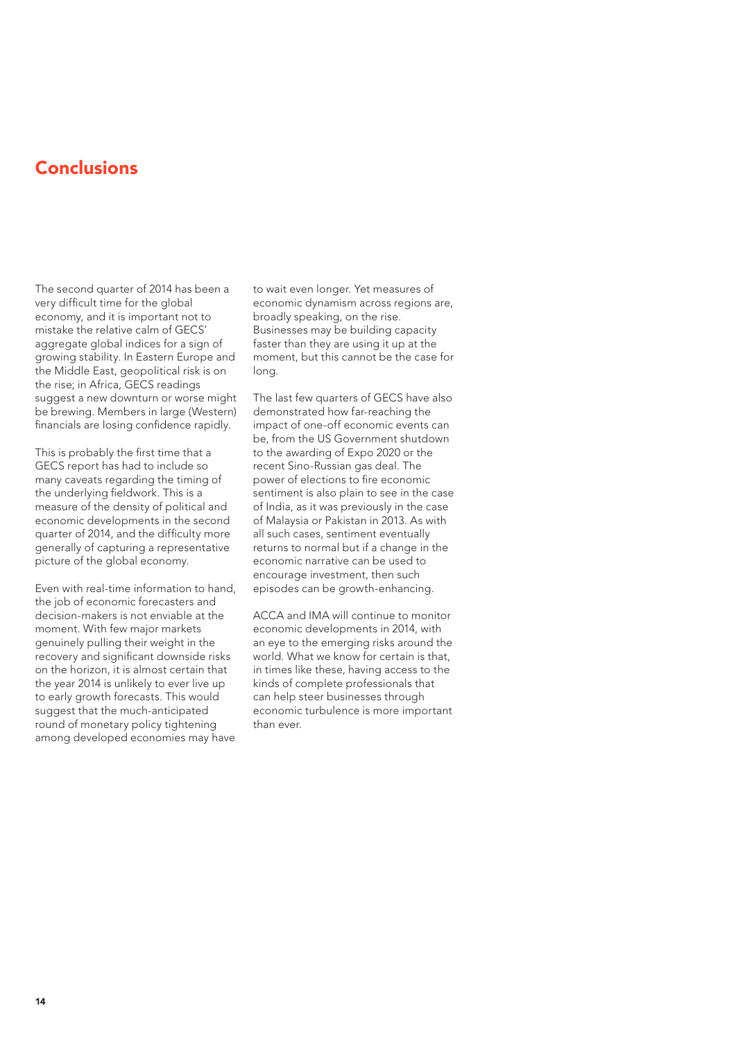# Conclusions

The second quarter of 2014 has been a very difficult time for the global economy, and it is important not to mistake the relative calm of GECS' aggregate global indices for a sign of growing stability. In Eastern Europe and the Middle East, geopolitical risk is on the rise; in Africa, GECS readings suggest a new downturn or worse might be brewing. Members in large (Western) financials are losing confidence rapidly.

This is probably the first time that a GECS report has had to include so many caveats regarding the timing of the underlying fieldwork. This is a measure of the density of political and economic developments in the second quarter of 2014, and the difficulty more generally of capturing a representative picture of the global economy.

Even with real-time information to hand, the job of economic forecasters and decision-makers is not enviable at the moment. With few major markets genuinely pulling their weight in the recovery and significant downside risks on the horizon, it is almost certain that the year 2014 is unlikely to ever live up to early growth forecasts. This would suggest that the much-anticipated round of monetary policy tightening among developed economies may have to wait even longer. Yet measures of economic dynamism across regions are, broadly speaking, on the rise. Businesses may be building capacity faster than they are using it up at the moment, but this cannot be the case for long.

The last few quarters of GECS have also demonstrated how far-reaching the impact of one-off economic events can be, from the US Government shutdown to the awarding of Expo 2020 or the recent Sino-Russian gas deal. The power of elections to fire economic sentiment is also plain to see in the case of India, as it was previously in the case of Malaysia or Pakistan in 2013. As with all such cases, sentiment eventually returns to normal but if a change in the economic narrative can be used to encourage investment, then such episodes can be growth-enhancing.

ACCA and IMA will continue to monitor economic developments in 2014, with an eye to the emerging risks around the world. What we know for certain is that, in times like these, having access to the kinds of complete professionals that can help steer businesses through economic turbulence is more important than ever.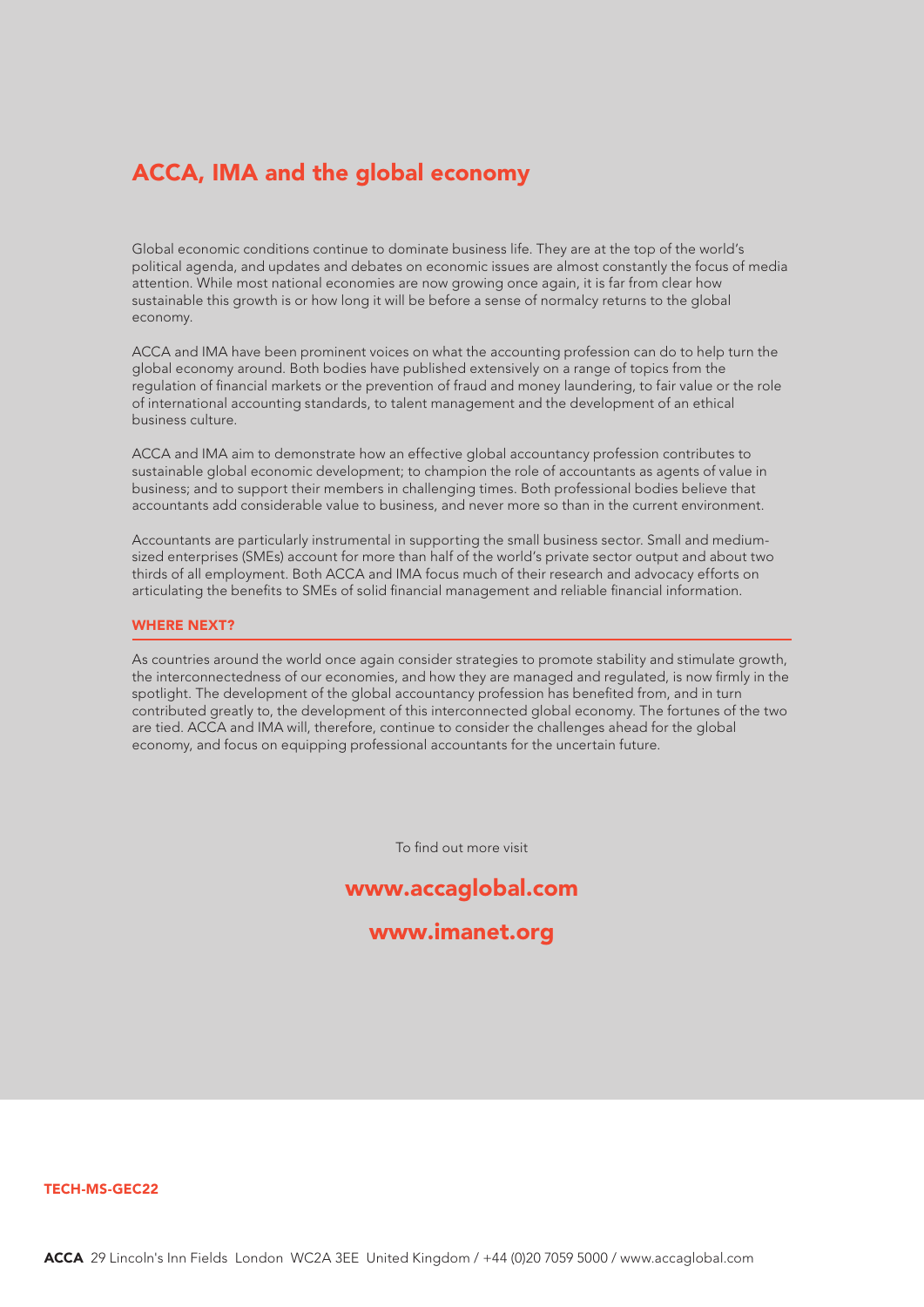# ACCA, IMA and the global economy

Global economic conditions continue to dominate business life. They are at the top of the world's political agenda, and updates and debates on economic issues are almost constantly the focus of media attention. While most national economies are now growing once again, it is far from clear how sustainable this growth is or how long it will be before a sense of normalcy returns to the global economy.

ACCA and IMA have been prominent voices on what the accounting profession can do to help turn the global economy around. Both bodies have published extensively on a range of topics from the regulation of financial markets or the prevention of fraud and money laundering, to fair value or the role of international accounting standards, to talent management and the development of an ethical business culture.

ACCA and IMA aim to demonstrate how an effective global accountancy profession contributes to sustainable global economic development; to champion the role of accountants as agents of value in business; and to support their members in challenging times. Both professional bodies believe that accountants add considerable value to business, and never more so than in the current environment.

Accountants are particularly instrumental in supporting the small business sector. Small and medium-sized enterprises (SMEs) account for more than half of the world's private sector output and about two thirds of all employment. Both ACCA and IMA focus much of their research and advocacy efforts on articulating the benefits to SMEs of solid financial management and reliable financial information.

## WHERE NEXT?

As countries around the world once again consider strategies to promote stability and stimulate growth, the interconnectedness of our economies, and how they are managed and regulated, is now firmly in the spotlight. The development of the global accountancy profession has benefited from, and in turn contributed greatly to, the development of this interconnected global economy. The fortunes of the two are tied. ACCA and IMA will, therefore, continue to consider the challenges ahead for the global economy, and focus on equipping professional accountants for the uncertain future.

To find out more visit

**www.accaglobal.com**

**www.imanet.org**

**TECH-MS-GEC22**

**ACCA** 29 Lincoln's Inn Fields London WC2A 3EE United Kingdom / +44 (0)20 7059 5000 / www.accaglobal.com